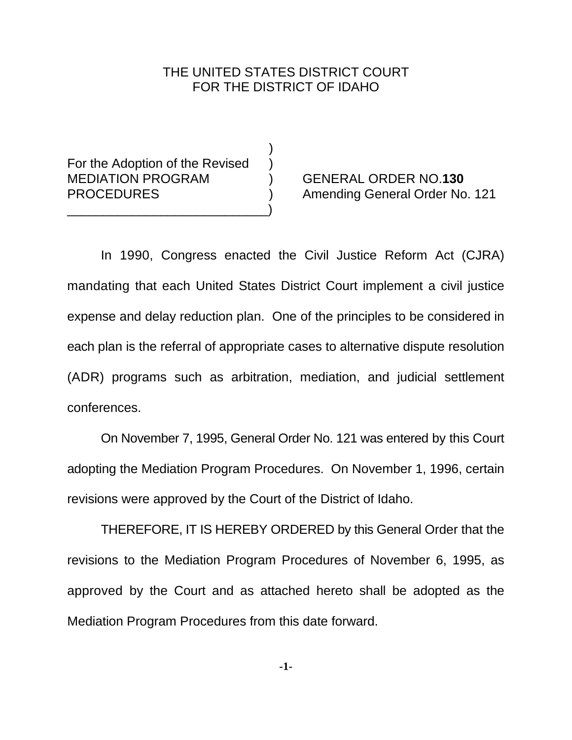THE UNITED STATES DISTRICT COURT
FOR THE DISTRICT OF IDAHO

| | |
|---|---|
| For the Adoption of the Revised MEDIATION PROGRAM PROCEDURES | GENERAL ORDER NO.**130** Amending General Order No. 121 |

In 1990, Congress enacted the Civil Justice Reform Act (CJRA) mandating that each United States District Court implement a civil justice expense and delay reduction plan. One of the principles to be considered in each plan is the referral of appropriate cases to alternative dispute resolution (ADR) programs such as arbitration, mediation, and judicial settlement conferences.

On November 7, 1995, General Order No. 121 was entered by this Court adopting the Mediation Program Procedures. On November 1, 1996, certain revisions were approved by the Court of the District of Idaho.

THEREFORE, IT IS HEREBY ORDERED by this General Order that the revisions to the Mediation Program Procedures of November 6, 1995, as approved by the Court and as attached hereto shall be adopted as the Mediation Program Procedures from this date forward.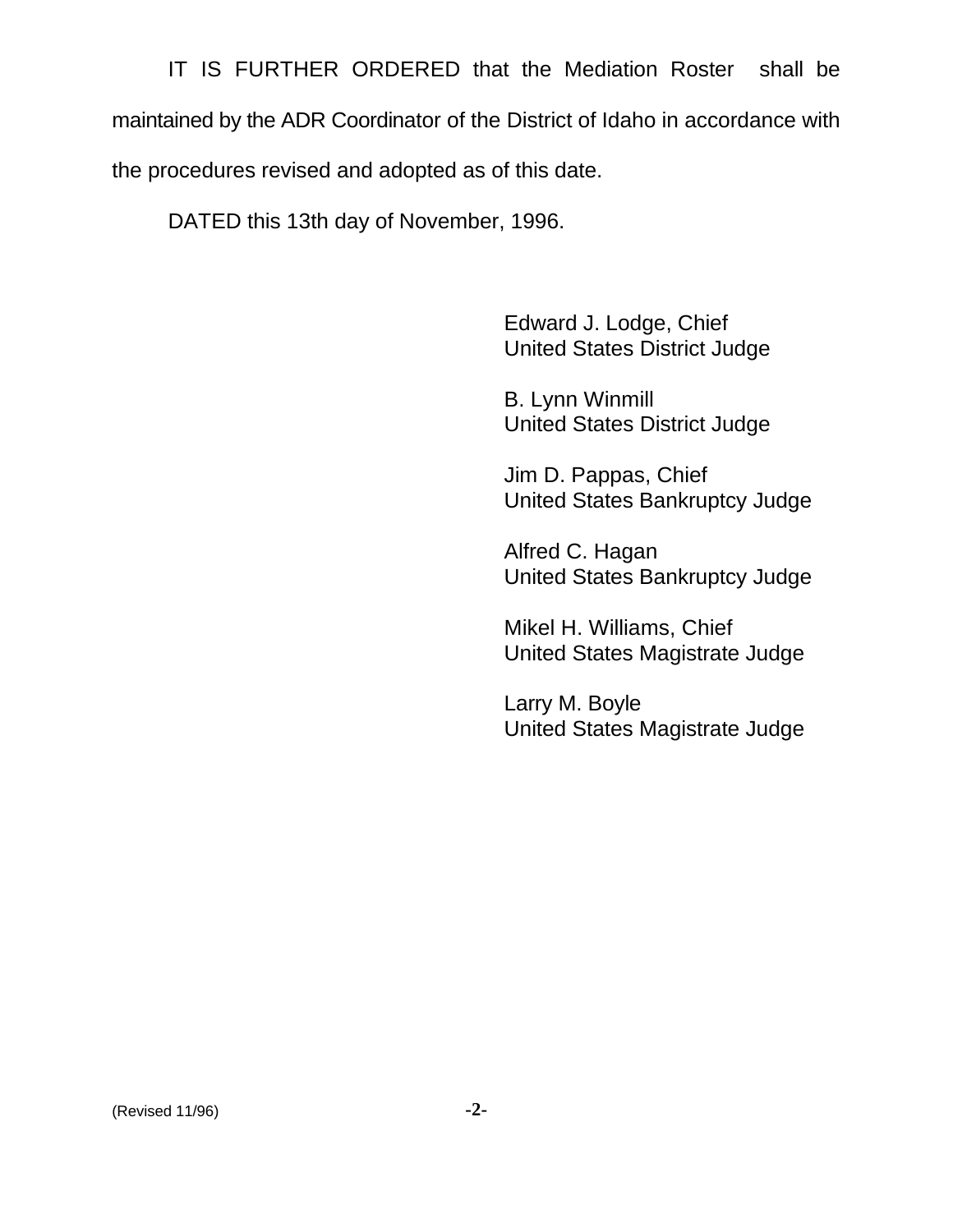IT IS FURTHER ORDERED that the Mediation Roster shall be maintained by the ADR Coordinator of the District of Idaho in accordance with the procedures revised and adopted as of this date.

DATED this 13th day of November, 1996.

Edward J. Lodge, Chief
United States District Judge

B. Lynn Winmill
United States District Judge

Jim D. Pappas, Chief
United States Bankruptcy Judge

Alfred C. Hagan
United States Bankruptcy Judge

Mikel H. Williams, Chief
United States Magistrate Judge

Larry M. Boyle
United States Magistrate Judge

(Revised 11/96)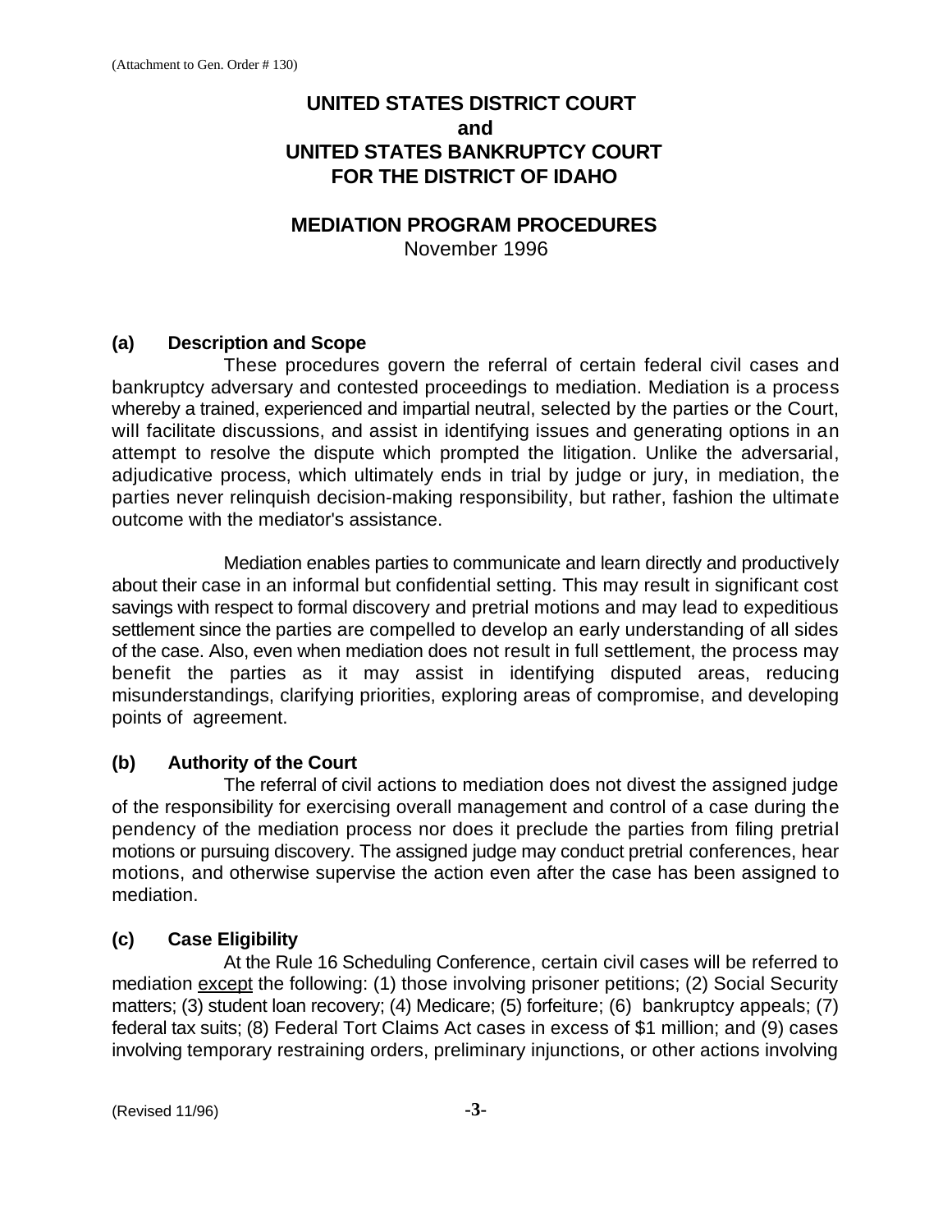(Attachment to Gen. Order # 130)

# UNITED STATES DISTRICT COURT
# and
# UNITED STATES BANKRUPTCY COURT
# FOR THE DISTRICT OF IDAHO

## MEDIATION PROGRAM PROCEDURES

November 1996

### (a) Description and Scope

These procedures govern the referral of certain federal civil cases and bankruptcy adversary and contested proceedings to mediation. Mediation is a process whereby a trained, experienced and impartial neutral, selected by the parties or the Court, will facilitate discussions, and assist in identifying issues and generating options in an attempt to resolve the dispute which prompted the litigation. Unlike the adversarial, adjudicative process, which ultimately ends in trial by judge or jury, in mediation, the parties never relinquish decision-making responsibility, but rather, fashion the ultimate outcome with the mediator's assistance.

Mediation enables parties to communicate and learn directly and productively about their case in an informal but confidential setting. This may result in significant cost savings with respect to formal discovery and pretrial motions and may lead to expeditious settlement since the parties are compelled to develop an early understanding of all sides of the case. Also, even when mediation does not result in full settlement, the process may benefit the parties as it may assist in identifying disputed areas, reducing misunderstandings, clarifying priorities, exploring areas of compromise, and developing points of agreement.

### (b) Authority of the Court

The referral of civil actions to mediation does not divest the assigned judge of the responsibility for exercising overall management and control of a case during the pendency of the mediation process nor does it preclude the parties from filing pretrial motions or pursuing discovery. The assigned judge may conduct pretrial conferences, hear motions, and otherwise supervise the action even after the case has been assigned to mediation.

### (c) Case Eligibility

At the Rule 16 Scheduling Conference, certain civil cases will be referred to mediation <u>except</u> the following: (1) those involving prisoner petitions; (2) Social Security matters; (3) student loan recovery; (4) Medicare; (5) forfeiture; (6) bankruptcy appeals; (7) federal tax suits; (8) Federal Tort Claims Act cases in excess of $1 million; and (9) cases involving temporary restraining orders, preliminary injunctions, or other actions involving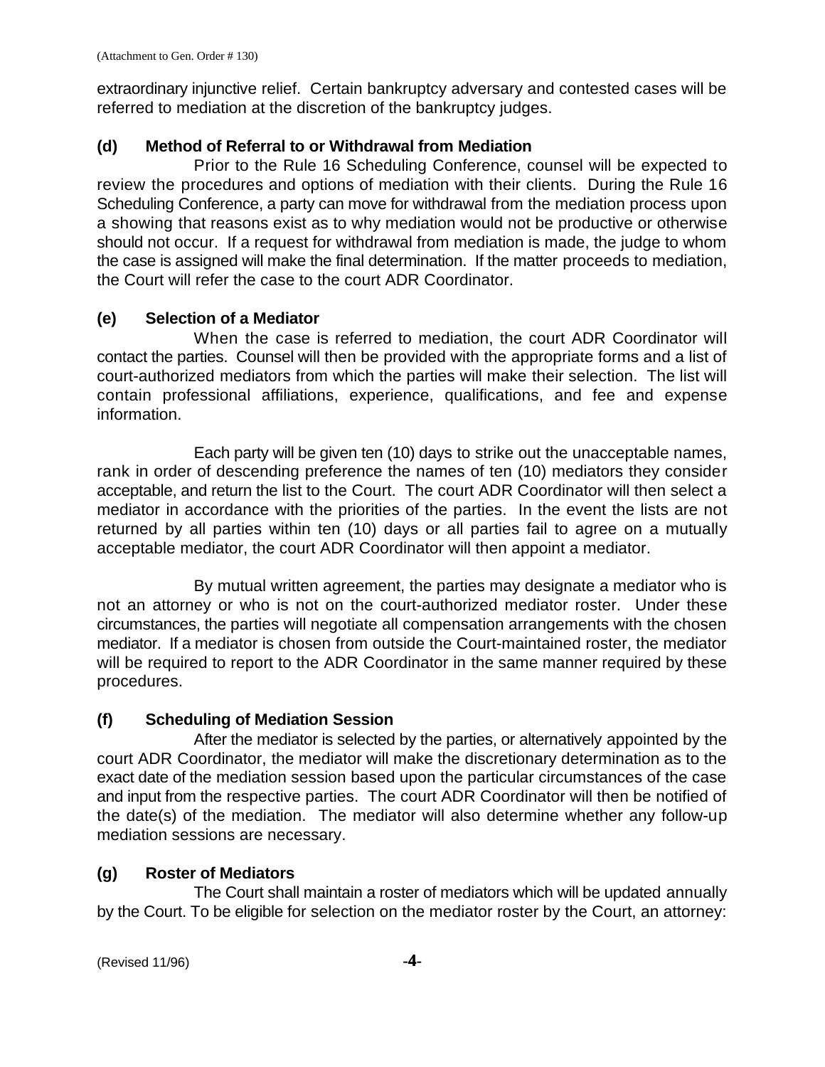extraordinary injunctive relief. Certain bankruptcy adversary and contested cases will be referred to mediation at the discretion of the bankruptcy judges.

### (d) Method of Referral to or Withdrawal from Mediation

Prior to the Rule 16 Scheduling Conference, counsel will be expected to review the procedures and options of mediation with their clients. During the Rule 16 Scheduling Conference, a party can move for withdrawal from the mediation process upon a showing that reasons exist as to why mediation would not be productive or otherwise should not occur. If a request for withdrawal from mediation is made, the judge to whom the case is assigned will make the final determination. If the matter proceeds to mediation, the Court will refer the case to the court ADR Coordinator.

### (e) Selection of a Mediator

When the case is referred to mediation, the court ADR Coordinator will contact the parties. Counsel will then be provided with the appropriate forms and a list of court-authorized mediators from which the parties will make their selection. The list will contain professional affiliations, experience, qualifications, and fee and expense information.

Each party will be given ten (10) days to strike out the unacceptable names, rank in order of descending preference the names of ten (10) mediators they consider acceptable, and return the list to the Court. The court ADR Coordinator will then select a mediator in accordance with the priorities of the parties. In the event the lists are not returned by all parties within ten (10) days or all parties fail to agree on a mutually acceptable mediator, the court ADR Coordinator will then appoint a mediator.

By mutual written agreement, the parties may designate a mediator who is not an attorney or who is not on the court-authorized mediator roster. Under these circumstances, the parties will negotiate all compensation arrangements with the chosen mediator. If a mediator is chosen from outside the Court-maintained roster, the mediator will be required to report to the ADR Coordinator in the same manner required by these procedures.

### (f) Scheduling of Mediation Session

After the mediator is selected by the parties, or alternatively appointed by the court ADR Coordinator, the mediator will make the discretionary determination as to the exact date of the mediation session based upon the particular circumstances of the case and input from the respective parties. The court ADR Coordinator will then be notified of the date(s) of the mediation. The mediator will also determine whether any follow-up mediation sessions are necessary.

### (g) Roster of Mediators

The Court shall maintain a roster of mediators which will be updated annually by the Court. To be eligible for selection on the mediator roster by the Court, an attorney: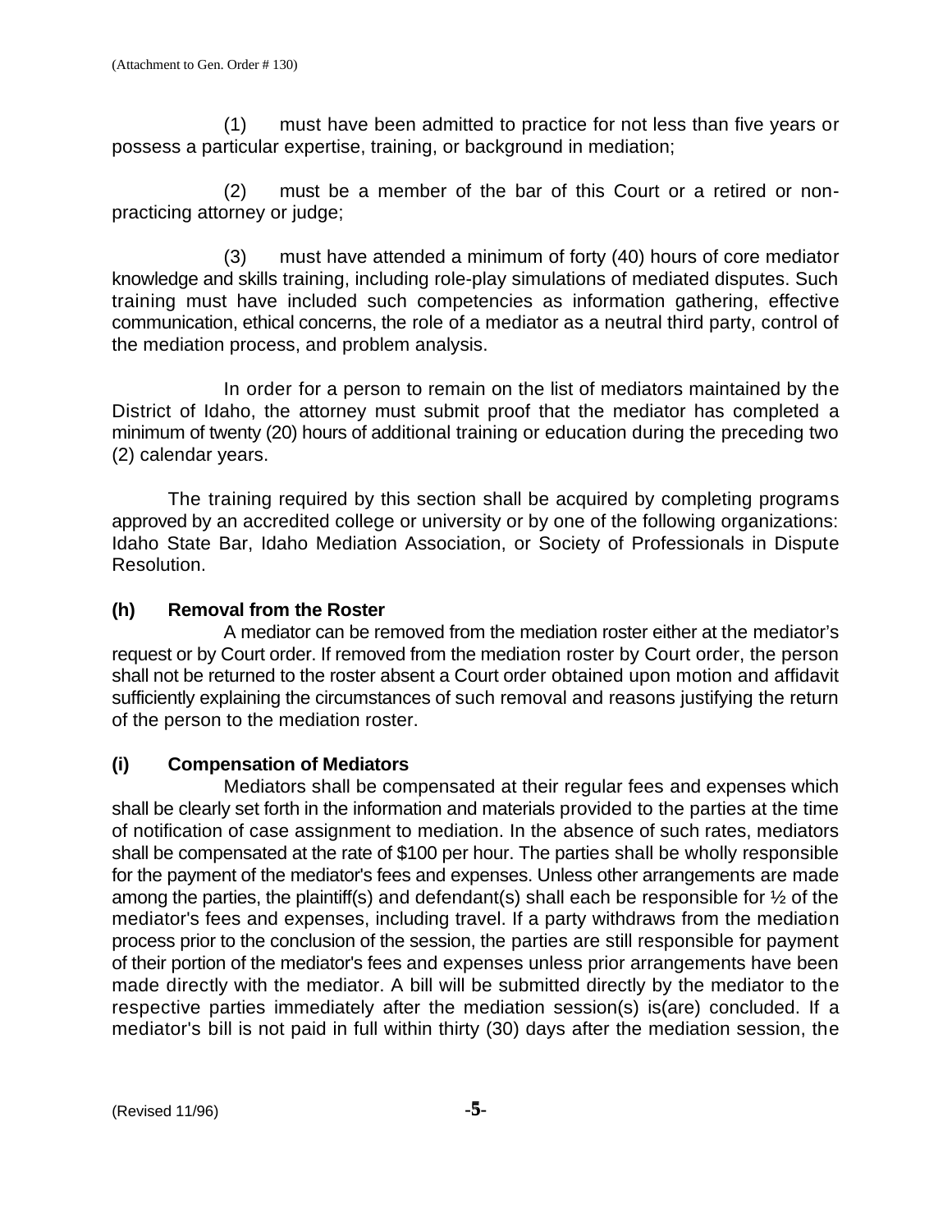(1) must have been admitted to practice for not less than five years or possess a particular expertise, training, or background in mediation;

(2) must be a member of the bar of this Court or a retired or non-practicing attorney or judge;

(3) must have attended a minimum of forty (40) hours of core mediator knowledge and skills training, including role-play simulations of mediated disputes. Such training must have included such competencies as information gathering, effective communication, ethical concerns, the role of a mediator as a neutral third party, control of the mediation process, and problem analysis.

In order for a person to remain on the list of mediators maintained by the District of Idaho, the attorney must submit proof that the mediator has completed a minimum of twenty (20) hours of additional training or education during the preceding two (2) calendar years.

The training required by this section shall be acquired by completing programs approved by an accredited college or university or by one of the following organizations: Idaho State Bar, Idaho Mediation Association, or Society of Professionals in Dispute Resolution.

### (h) Removal from the Roster

A mediator can be removed from the mediation roster either at the mediator's request or by Court order. If removed from the mediation roster by Court order, the person shall not be returned to the roster absent a Court order obtained upon motion and affidavit sufficiently explaining the circumstances of such removal and reasons justifying the return of the person to the mediation roster.

### (i) Compensation of Mediators

Mediators shall be compensated at their regular fees and expenses which shall be clearly set forth in the information and materials provided to the parties at the time of notification of case assignment to mediation. In the absence of such rates, mediators shall be compensated at the rate of $100 per hour. The parties shall be wholly responsible for the payment of the mediator's fees and expenses. Unless other arrangements are made among the parties, the plaintiff(s) and defendant(s) shall each be responsible for ½ of the mediator's fees and expenses, including travel. If a party withdraws from the mediation process prior to the conclusion of the session, the parties are still responsible for payment of their portion of the mediator's fees and expenses unless prior arrangements have been made directly with the mediator. A bill will be submitted directly by the mediator to the respective parties immediately after the mediation session(s) is(are) concluded. If a mediator's bill is not paid in full within thirty (30) days after the mediation session, the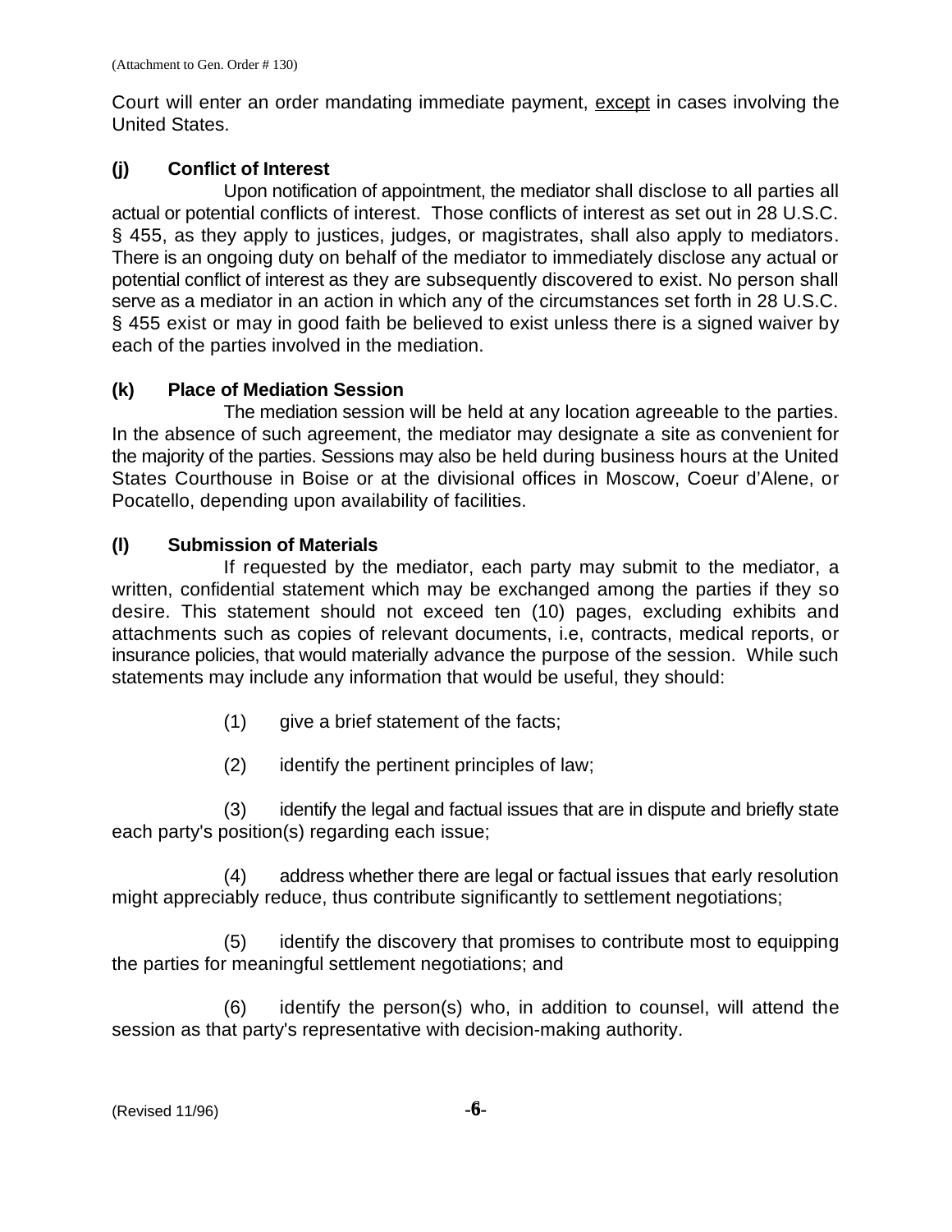Court will enter an order mandating immediate payment, <u>except</u> in cases involving the United States.

**(j) Conflict of Interest**

Upon notification of appointment, the mediator shall disclose to all parties all actual or potential conflicts of interest. Those conflicts of interest as set out in 28 U.S.C. § 455, as they apply to justices, judges, or magistrates, shall also apply to mediators. There is an ongoing duty on behalf of the mediator to immediately disclose any actual or potential conflict of interest as they are subsequently discovered to exist. No person shall serve as a mediator in an action in which any of the circumstances set forth in 28 U.S.C. § 455 exist or may in good faith be believed to exist unless there is a signed waiver by each of the parties involved in the mediation.

**(k) Place of Mediation Session**

The mediation session will be held at any location agreeable to the parties. In the absence of such agreement, the mediator may designate a site as convenient for the majority of the parties. Sessions may also be held during business hours at the United States Courthouse in Boise or at the divisional offices in Moscow, Coeur d'Alene, or Pocatello, depending upon availability of facilities.

**(l) Submission of Materials**

If requested by the mediator, each party may submit to the mediator, a written, confidential statement which may be exchanged among the parties if they so desire. This statement should not exceed ten (10) pages, excluding exhibits and attachments such as copies of relevant documents, i.e, contracts, medical reports, or insurance policies, that would materially advance the purpose of the session. While such statements may include any information that would be useful, they should:

(1) give a brief statement of the facts;

(2) identify the pertinent principles of law;

(3) identify the legal and factual issues that are in dispute and briefly state each party's position(s) regarding each issue;

(4) address whether there are legal or factual issues that early resolution might appreciably reduce, thus contribute significantly to settlement negotiations;

(5) identify the discovery that promises to contribute most to equipping the parties for meaningful settlement negotiations; and

(6) identify the person(s) who, in addition to counsel, will attend the session as that party's representative with decision-making authority.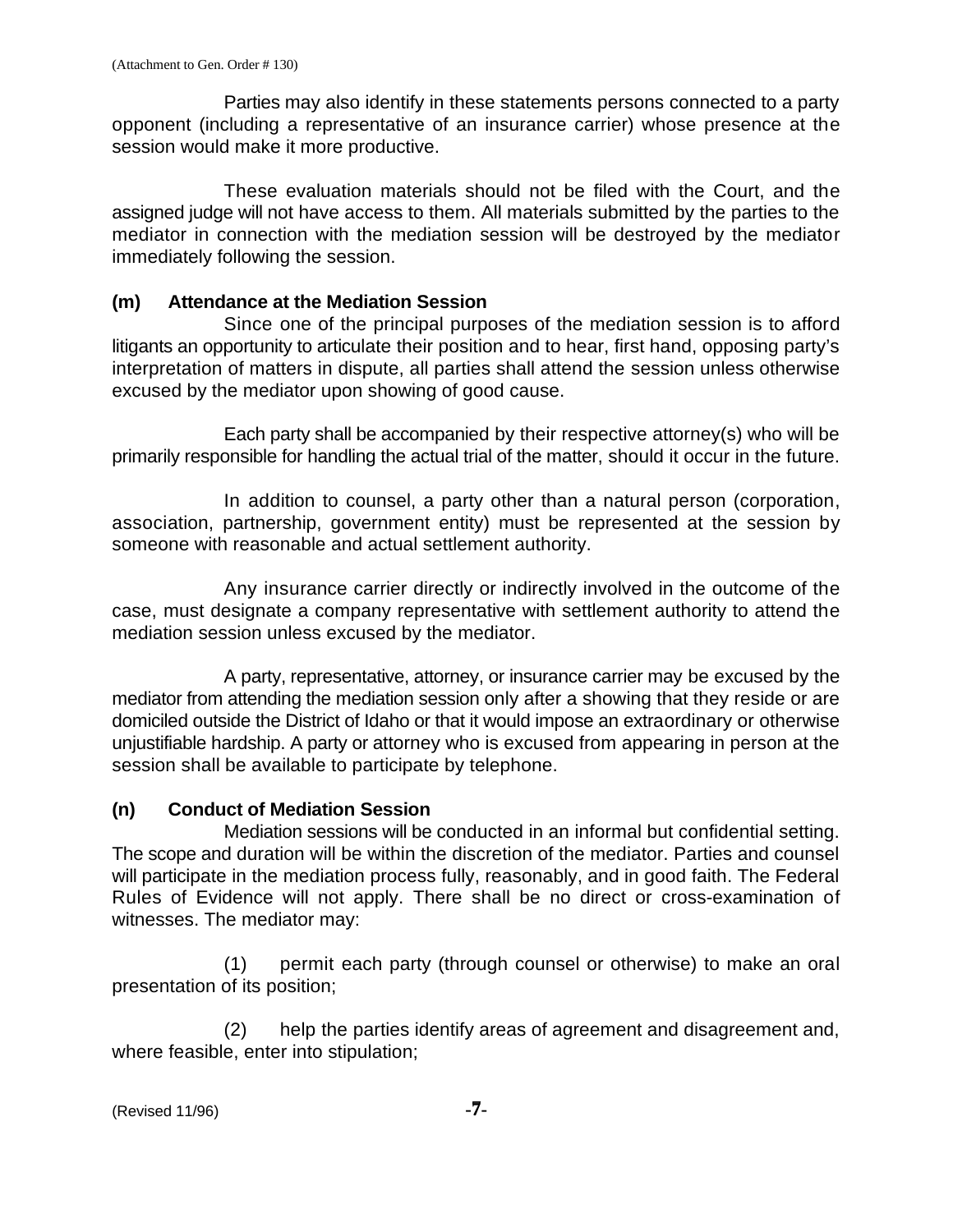Parties may also identify in these statements persons connected to a party opponent (including a representative of an insurance carrier) whose presence at the session would make it more productive.

These evaluation materials should not be filed with the Court, and the assigned judge will not have access to them. All materials submitted by the parties to the mediator in connection with the mediation session will be destroyed by the mediator immediately following the session.

**(m) Attendance at the Mediation Session**

Since one of the principal purposes of the mediation session is to afford litigants an opportunity to articulate their position and to hear, first hand, opposing party's interpretation of matters in dispute, all parties shall attend the session unless otherwise excused by the mediator upon showing of good cause.

Each party shall be accompanied by their respective attorney(s) who will be primarily responsible for handling the actual trial of the matter, should it occur in the future.

In addition to counsel, a party other than a natural person (corporation, association, partnership, government entity) must be represented at the session by someone with reasonable and actual settlement authority.

Any insurance carrier directly or indirectly involved in the outcome of the case, must designate a company representative with settlement authority to attend the mediation session unless excused by the mediator.

A party, representative, attorney, or insurance carrier may be excused by the mediator from attending the mediation session only after a showing that they reside or are domiciled outside the District of Idaho or that it would impose an extraordinary or otherwise unjustifiable hardship. A party or attorney who is excused from appearing in person at the session shall be available to participate by telephone.

**(n) Conduct of Mediation Session**

Mediation sessions will be conducted in an informal but confidential setting. The scope and duration will be within the discretion of the mediator. Parties and counsel will participate in the mediation process fully, reasonably, and in good faith. The Federal Rules of Evidence will not apply. There shall be no direct or cross-examination of witnesses. The mediator may:

(1) permit each party (through counsel or otherwise) to make an oral presentation of its position;

(2) help the parties identify areas of agreement and disagreement and, where feasible, enter into stipulation;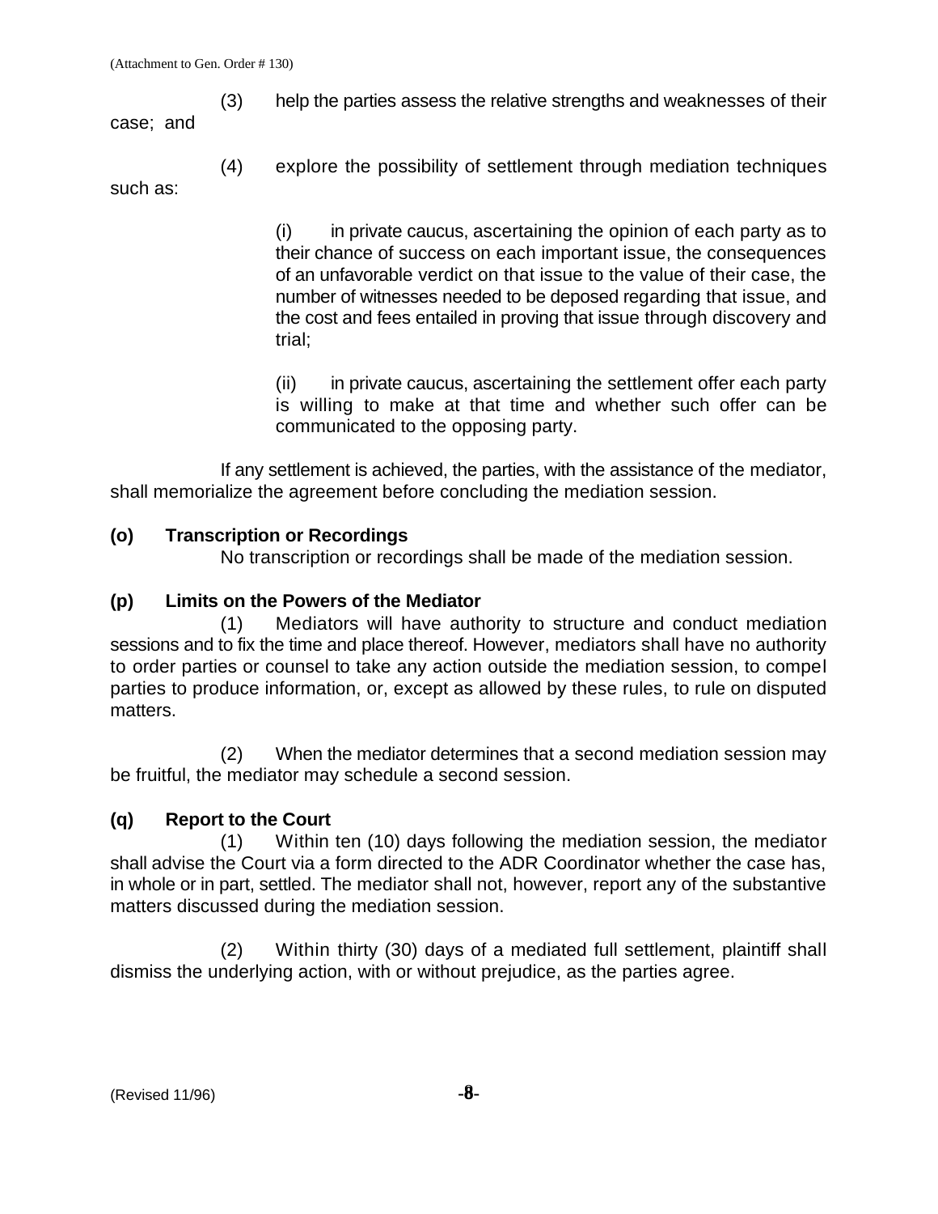(3) help the parties assess the relative strengths and weaknesses of their case; and

(4) explore the possibility of settlement through mediation techniques such as:

(i) in private caucus, ascertaining the opinion of each party as to their chance of success on each important issue, the consequences of an unfavorable verdict on that issue to the value of their case, the number of witnesses needed to be deposed regarding that issue, and the cost and fees entailed in proving that issue through discovery and trial;

(ii) in private caucus, ascertaining the settlement offer each party is willing to make at that time and whether such offer can be communicated to the opposing party.

If any settlement is achieved, the parties, with the assistance of the mediator, shall memorialize the agreement before concluding the mediation session.

**(o) Transcription or Recordings**

No transcription or recordings shall be made of the mediation session.

**(p) Limits on the Powers of the Mediator**

(1) Mediators will have authority to structure and conduct mediation sessions and to fix the time and place thereof. However, mediators shall have no authority to order parties or counsel to take any action outside the mediation session, to compel parties to produce information, or, except as allowed by these rules, to rule on disputed matters.

(2) When the mediator determines that a second mediation session may be fruitful, the mediator may schedule a second session.

**(q) Report to the Court**

(1) Within ten (10) days following the mediation session, the mediator shall advise the Court via a form directed to the ADR Coordinator whether the case has, in whole or in part, settled. The mediator shall not, however, report any of the substantive matters discussed during the mediation session.

(2) Within thirty (30) days of a mediated full settlement, plaintiff shall dismiss the underlying action, with or without prejudice, as the parties agree.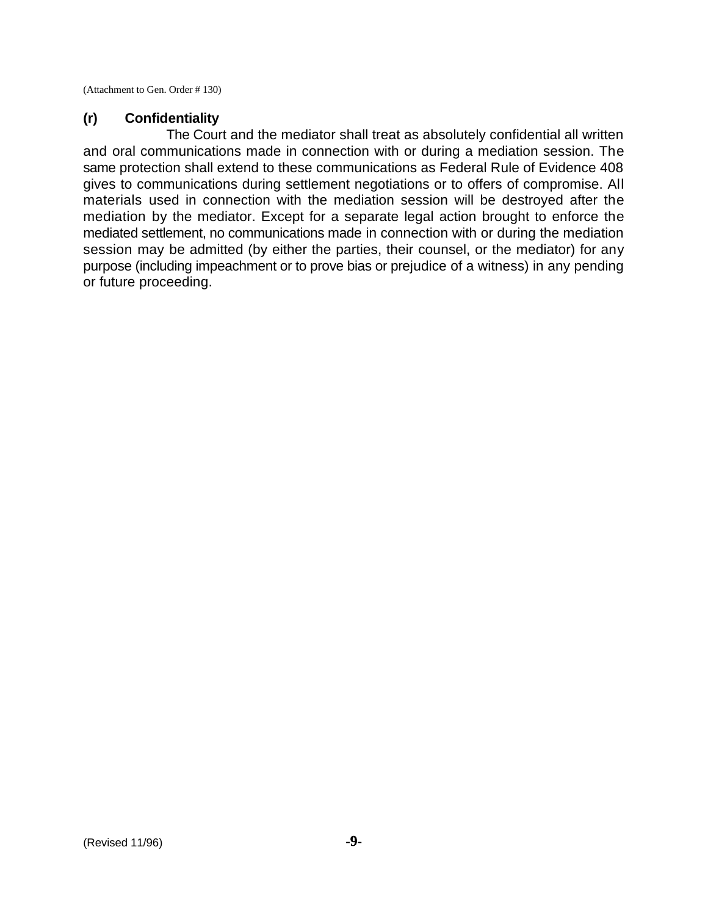## (r) Confidentiality

The Court and the mediator shall treat as absolutely confidential all written and oral communications made in connection with or during a mediation session. The same protection shall extend to these communications as Federal Rule of Evidence 408 gives to communications during settlement negotiations or to offers of compromise. All materials used in connection with the mediation session will be destroyed after the mediation by the mediator. Except for a separate legal action brought to enforce the mediated settlement, no communications made in connection with or during the mediation session may be admitted (by either the parties, their counsel, or the mediator) for any purpose (including impeachment or to prove bias or prejudice of a witness) in any pending or future proceeding.